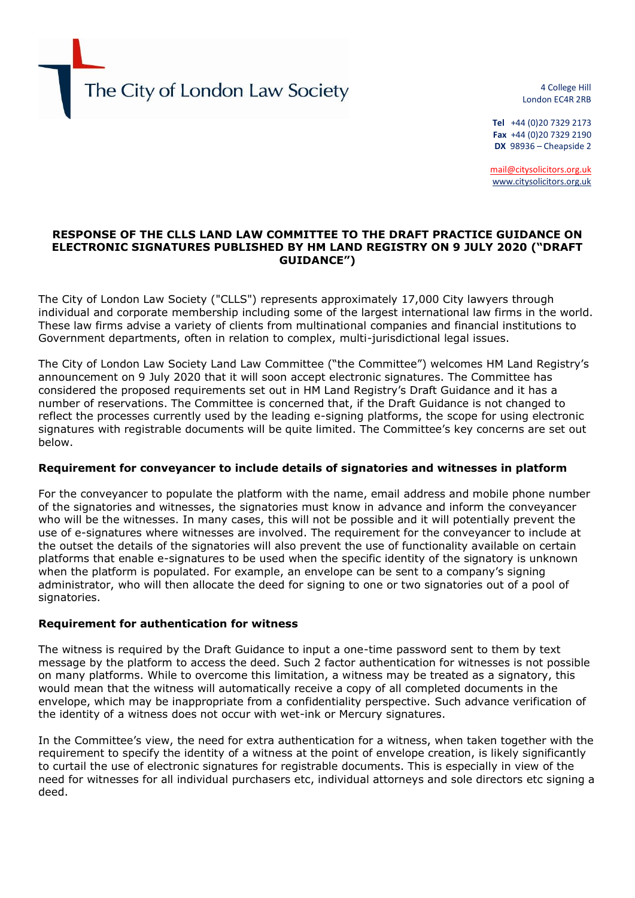The City of London Law Society

4 College Hill
London EC4R 2RB

**Tel** +44 (0)20 7329 2173
**Fax** +44 (0)20 7329 2190
**DX** 98936 – Cheapside 2

mail@citysolicitors.org.uk
www.citysolicitors.org.uk

# RESPONSE OF THE CLLS LAND LAW COMMITTEE TO THE DRAFT PRACTICE GUIDANCE ON ELECTRONIC SIGNATURES PUBLISHED BY HM LAND REGISTRY ON 9 JULY 2020 ("DRAFT GUIDANCE")

The City of London Law Society ("CLLS") represents approximately 17,000 City lawyers through individual and corporate membership including some of the largest international law firms in the world. These law firms advise a variety of clients from multinational companies and financial institutions to Government departments, often in relation to complex, multi-jurisdictional legal issues.

The City of London Law Society Land Law Committee ("the Committee") welcomes HM Land Registry's announcement on 9 July 2020 that it will soon accept electronic signatures. The Committee has considered the proposed requirements set out in HM Land Registry's Draft Guidance and it has a number of reservations. The Committee is concerned that, if the Draft Guidance is not changed to reflect the processes currently used by the leading e-signing platforms, the scope for using electronic signatures with registrable documents will be quite limited. The Committee's key concerns are set out below.

## Requirement for conveyancer to include details of signatories and witnesses in platform

For the conveyancer to populate the platform with the name, email address and mobile phone number of the signatories and witnesses, the signatories must know in advance and inform the conveyancer who will be the witnesses. In many cases, this will not be possible and it will potentially prevent the use of e-signatures where witnesses are involved. The requirement for the conveyancer to include at the outset the details of the signatories will also prevent the use of functionality available on certain platforms that enable e-signatures to be used when the specific identity of the signatory is unknown when the platform is populated. For example, an envelope can be sent to a company's signing administrator, who will then allocate the deed for signing to one or two signatories out of a pool of signatories.

## Requirement for authentication for witness

The witness is required by the Draft Guidance to input a one-time password sent to them by text message by the platform to access the deed. Such 2 factor authentication for witnesses is not possible on many platforms. While to overcome this limitation, a witness may be treated as a signatory, this would mean that the witness will automatically receive a copy of all completed documents in the envelope, which may be inappropriate from a confidentiality perspective. Such advance verification of the identity of a witness does not occur with wet-ink or Mercury signatures.

In the Committee's view, the need for extra authentication for a witness, when taken together with the requirement to specify the identity of a witness at the point of envelope creation, is likely significantly to curtail the use of electronic signatures for registrable documents. This is especially in view of the need for witnesses for all individual purchasers etc, individual attorneys and sole directors etc signing a deed.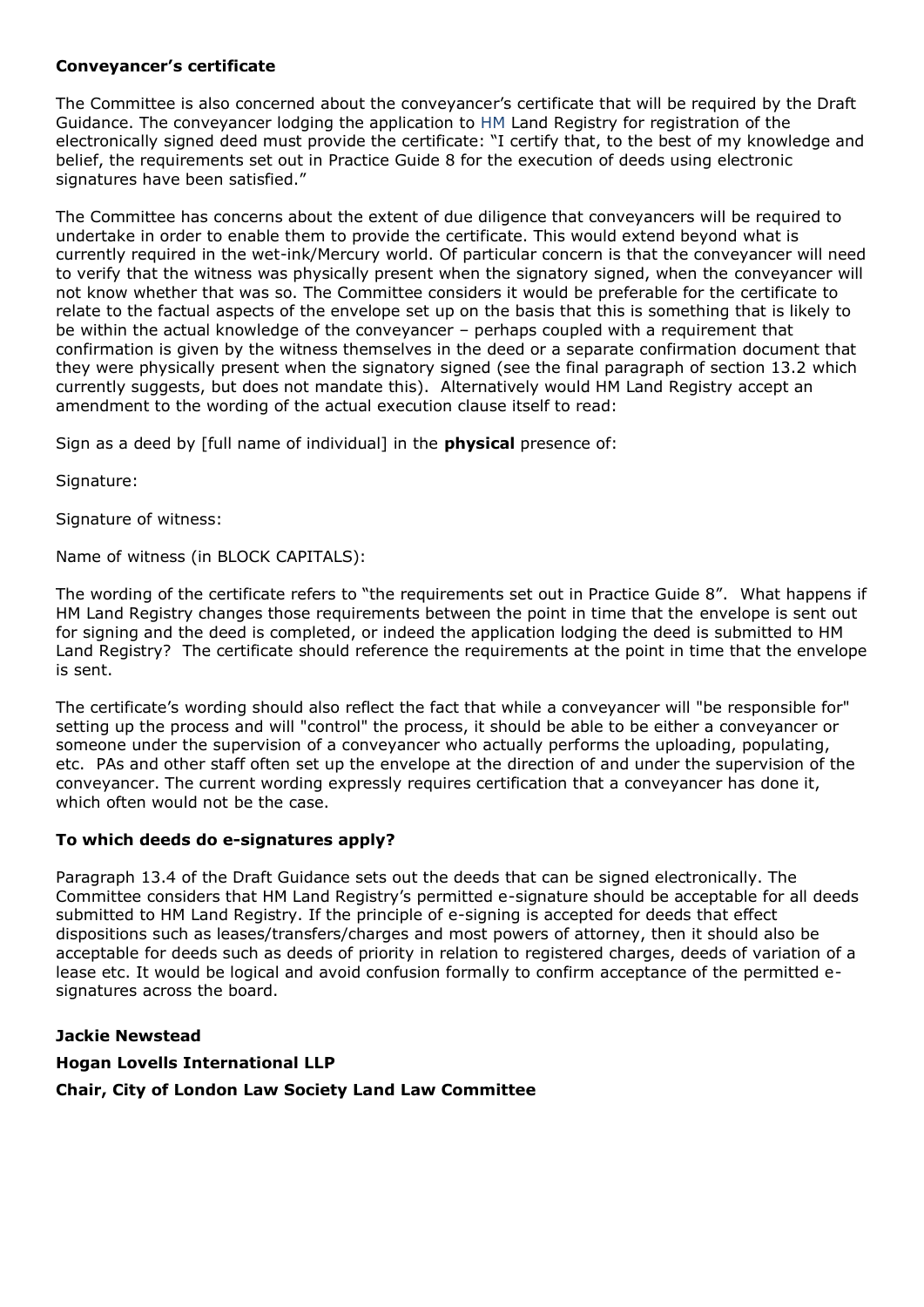**Conveyancer's certificate**

The Committee is also concerned about the conveyancer's certificate that will be required by the Draft Guidance. The conveyancer lodging the application to HM Land Registry for registration of the electronically signed deed must provide the certificate: "I certify that, to the best of my knowledge and belief, the requirements set out in Practice Guide 8 for the execution of deeds using electronic signatures have been satisfied."

The Committee has concerns about the extent of due diligence that conveyancers will be required to undertake in order to enable them to provide the certificate. This would extend beyond what is currently required in the wet-ink/Mercury world. Of particular concern is that the conveyancer will need to verify that the witness was physically present when the signatory signed, when the conveyancer will not know whether that was so. The Committee considers it would be preferable for the certificate to relate to the factual aspects of the envelope set up on the basis that this is something that is likely to be within the actual knowledge of the conveyancer – perhaps coupled with a requirement that confirmation is given by the witness themselves in the deed or a separate confirmation document that they were physically present when the signatory signed (see the final paragraph of section 13.2 which currently suggests, but does not mandate this). Alternatively would HM Land Registry accept an amendment to the wording of the actual execution clause itself to read:

Sign as a deed by [full name of individual] in the **physical** presence of:

Signature:

Signature of witness:

Name of witness (in BLOCK CAPITALS):

The wording of the certificate refers to "the requirements set out in Practice Guide 8". What happens if HM Land Registry changes those requirements between the point in time that the envelope is sent out for signing and the deed is completed, or indeed the application lodging the deed is submitted to HM Land Registry? The certificate should reference the requirements at the point in time that the envelope is sent.

The certificate's wording should also reflect the fact that while a conveyancer will "be responsible for" setting up the process and will "control" the process, it should be able to be either a conveyancer or someone under the supervision of a conveyancer who actually performs the uploading, populating, etc. PAs and other staff often set up the envelope at the direction of and under the supervision of the conveyancer. The current wording expressly requires certification that a conveyancer has done it, which often would not be the case.

**To which deeds do e-signatures apply?**

Paragraph 13.4 of the Draft Guidance sets out the deeds that can be signed electronically. The Committee considers that HM Land Registry's permitted e-signature should be acceptable for all deeds submitted to HM Land Registry. If the principle of e-signing is accepted for deeds that effect dispositions such as leases/transfers/charges and most powers of attorney, then it should also be acceptable for deeds such as deeds of priority in relation to registered charges, deeds of variation of a lease etc. It would be logical and avoid confusion formally to confirm acceptance of the permitted e-signatures across the board.

**Jackie Newstead**

**Hogan Lovells International LLP**

**Chair, City of London Law Society Land Law Committee**